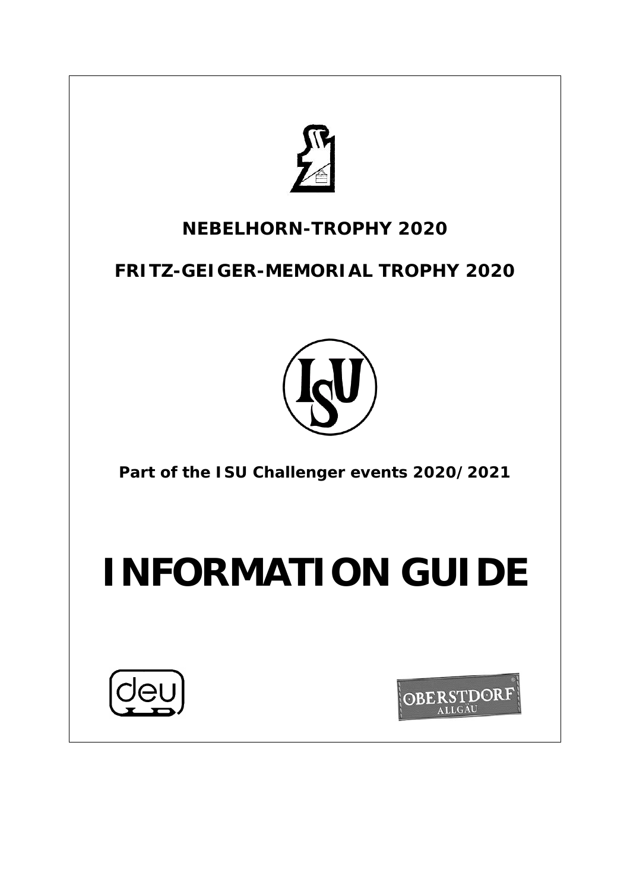**NEBELHORN-TROPHY 2020**

**FRITZ-GEIGER-MEMORIAL TROPHY 2020**

**Part of the ISU Challenger events 2020/2021**

# INFORMATION GUIDE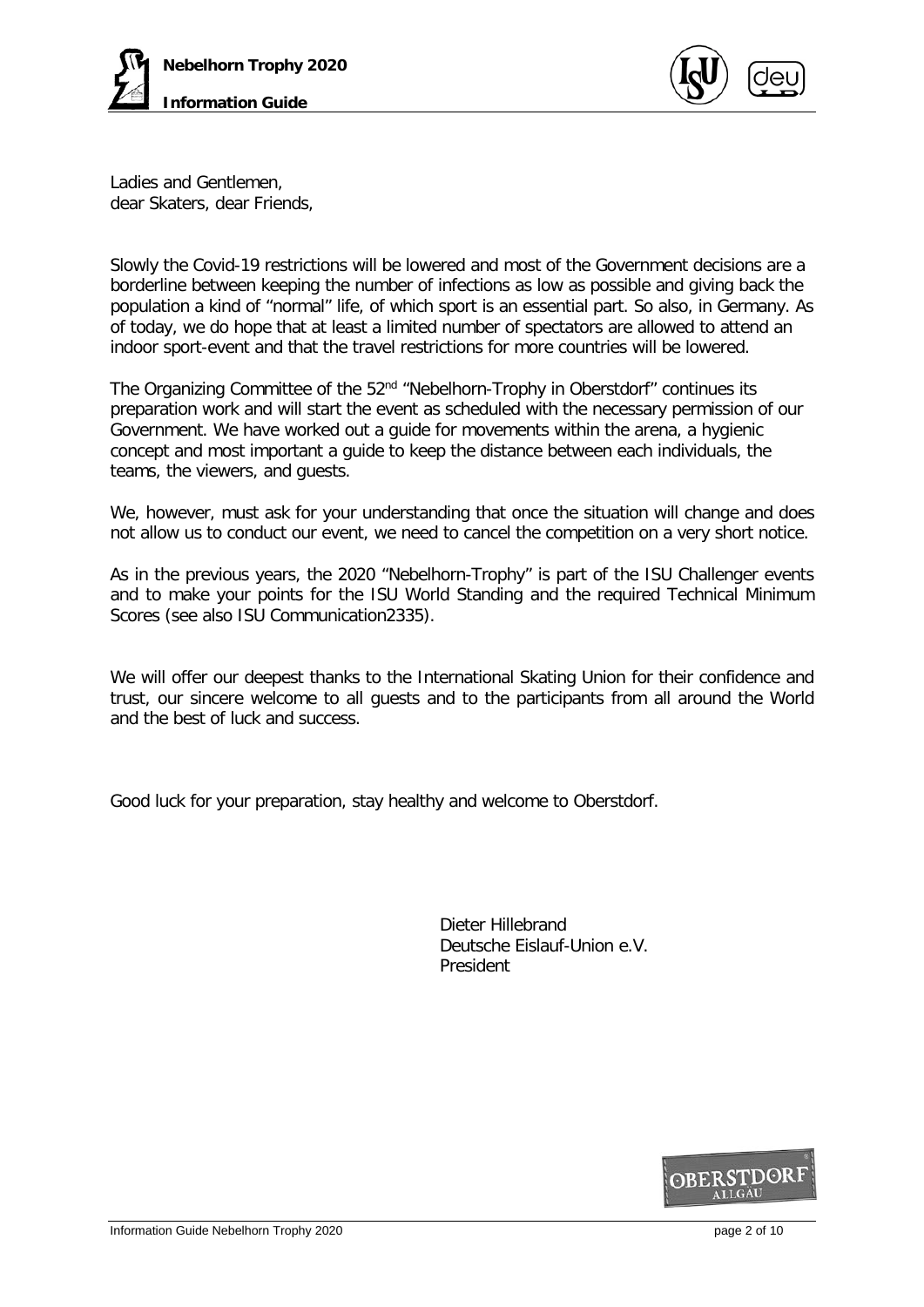Ladies and Gentlemen,
dear Skaters, dear Friends,

Slowly the Covid-19 restrictions will be lowered and most of the Government decisions are a borderline between keeping the number of infections as low as possible and giving back the population a kind of "normal" life, of which sport is an essential part. So also, in Germany. As of today, we do hope that at least a limited number of spectators are allowed to attend an indoor sport-event and that the travel restrictions for more countries will be lowered.

The Organizing Committee of the 52nd "Nebelhorn-Trophy in Oberstdorf" continues its preparation work and will start the event as scheduled with the necessary permission of our Government. We have worked out a guide for movements within the arena, a hygienic concept and most important a guide to keep the distance between each individuals, the teams, the viewers, and guests.

We, however, must ask for your understanding that once the situation will change and does not allow us to conduct our event, we need to cancel the competition on a very short notice.

As in the previous years, the 2020 "Nebelhorn-Trophy" is part of the ISU Challenger events and to make your points for the ISU World Standing and the required Technical Minimum Scores (see also ISU Communication2335).

We will offer our deepest thanks to the International Skating Union for their confidence and trust, our sincere welcome to all guests and to the participants from all around the World and the best of luck and success.

Good luck for your preparation, stay healthy and welcome to Oberstdorf.

Dieter Hillebrand
Deutsche Eislauf-Union e.V.
President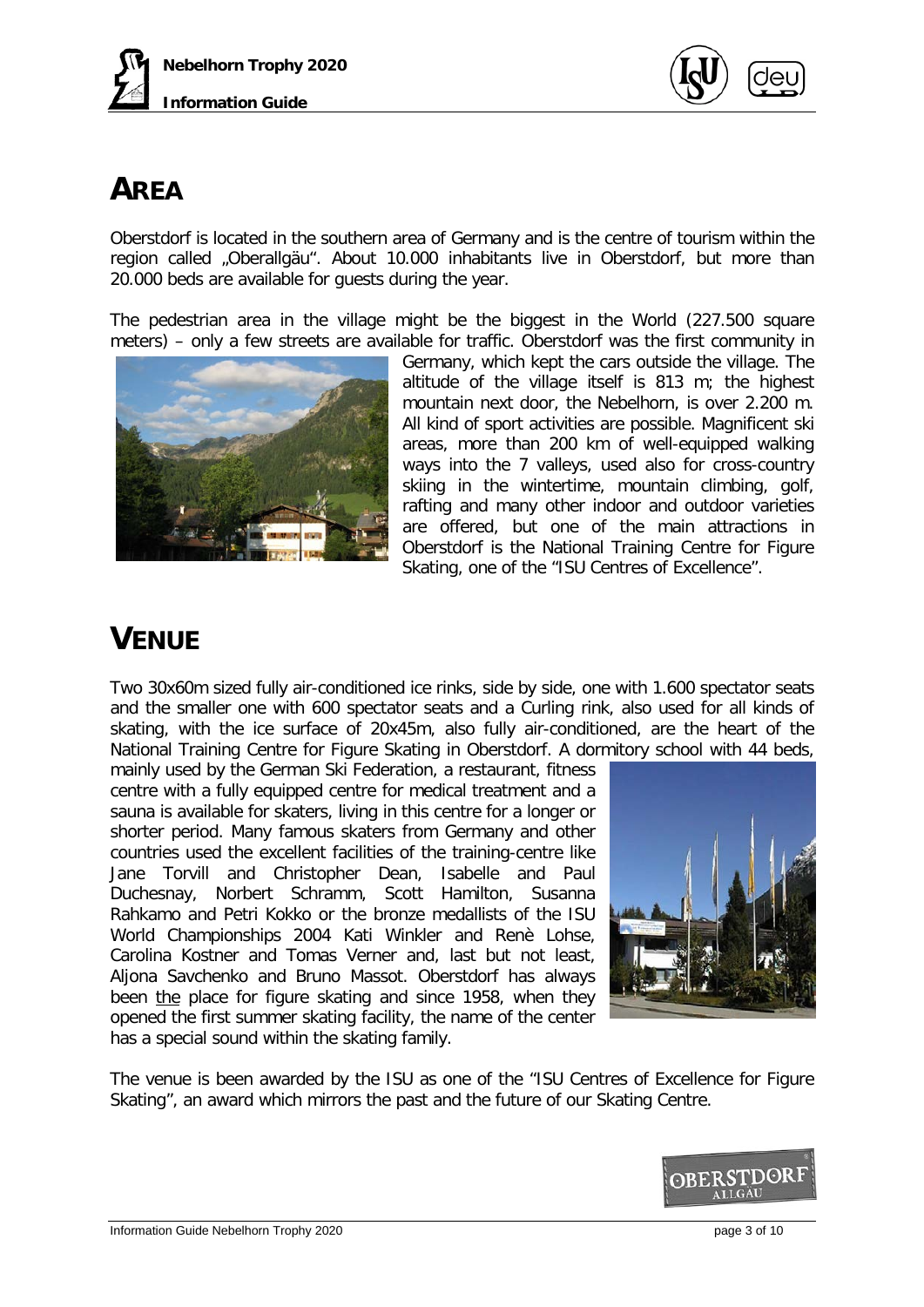# AREA

Oberstdorf is located in the southern area of Germany and is the centre of tourism within the region called „Oberallgäu". About 10.000 inhabitants live in Oberstdorf, but more than 20.000 beds are available for guests during the year.

The pedestrian area in the village might be the biggest in the World (227.500 square meters) – only a few streets are available for traffic. Oberstdorf was the first community in Germany, which kept the cars outside the village. The altitude of the village itself is 813 m; the highest mountain next door, the Nebelhorn, is over 2.200 m. All kind of sport activities are possible. Magnificent ski areas, more than 200 km of well-equipped walking ways into the 7 valleys, used also for cross-country skiing in the wintertime, mountain climbing, golf, rafting and many other indoor and outdoor varieties are offered, but one of the main attractions in Oberstdorf is the National Training Centre for Figure Skating, one of the "ISU Centres of Excellence".

# VENUE

Two 30x60m sized fully air-conditioned ice rinks, side by side, one with 1.600 spectator seats and the smaller one with 600 spectator seats and a Curling rink, also used for all kinds of skating, with the ice surface of 20x45m, also fully air-conditioned, are the heart of the National Training Centre for Figure Skating in Oberstdorf. A dormitory school with 44 beds, mainly used by the German Ski Federation, a restaurant, fitness centre with a fully equipped centre for medical treatment and a sauna is available for skaters, living in this centre for a longer or shorter period. Many famous skaters from Germany and other countries used the excellent facilities of the training-centre like Jane Torvill and Christopher Dean, Isabelle and Paul Duchesnay, Norbert Schramm, Scott Hamilton, Susanna Rahkamo and Petri Kokko or the bronze medallists of the ISU World Championships 2004 Kati Winkler and Renè Lohse, Carolina Kostner and Tomas Verner and, last but not least, Aljona Savchenko and Bruno Massot. Oberstdorf has always been <u>the</u> place for figure skating and since 1958, when they opened the first summer skating facility, the name of the center has a special sound within the skating family.

The venue is been awarded by the ISU as one of the "ISU Centres of Excellence for Figure Skating", an award which mirrors the past and the future of our Skating Centre.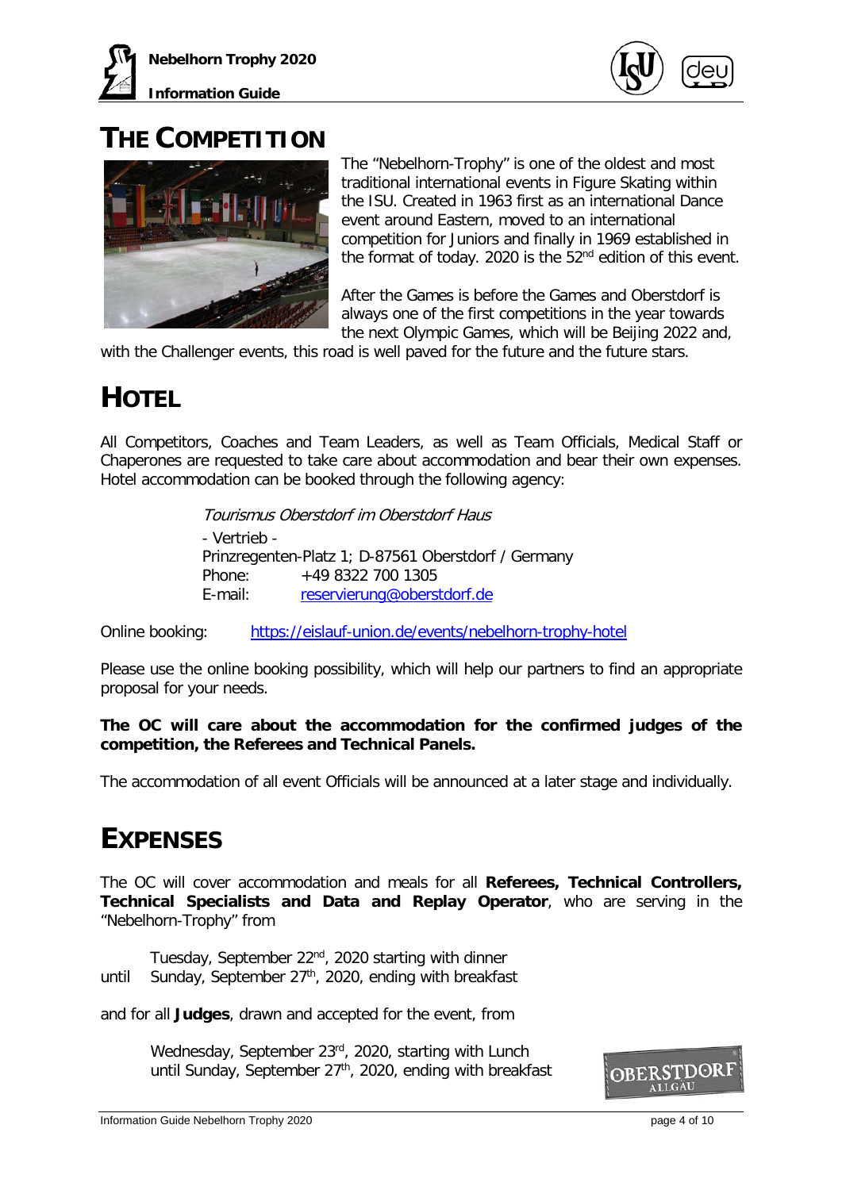# THE COMPETITION

The "Nebelhorn-Trophy" is one of the oldest and most traditional international events in Figure Skating within the ISU. Created in 1963 first as an international Dance event around Eastern, moved to an international competition for Juniors and finally in 1969 established in the format of today. 2020 is the 52nd edition of this event.

After the Games is before the Games and Oberstdorf is always one of the first competitions in the year towards the next Olympic Games, which will be Beijing 2022 and, with the Challenger events, this road is well paved for the future and the future stars.

# HOTEL

All Competitors, Coaches and Team Leaders, as well as Team Officials, Medical Staff or Chaperones are requested to take care about accommodation and bear their own expenses. Hotel accommodation can be booked through the following agency:

*Tourismus Oberstdorf im Oberstdorf Haus*

- Vertrieb -
Prinzregenten-Platz 1; D-87561 Oberstdorf / Germany
Phone: +49 8322 700 1305
E-mail: reservierung@oberstdorf.de

Online booking: https://eislauf-union.de/events/nebelhorn-trophy-hotel

Please use the online booking possibility, which will help our partners to find an appropriate proposal for your needs.

**The OC will care about the accommodation for the confirmed judges of the competition, the Referees and Technical Panels.**

The accommodation of all event Officials will be announced at a later stage and individually.

# EXPENSES

The OC will cover accommodation and meals for all **Referees, Technical Controllers, Technical Specialists and Data and Replay Operator**, who are serving in the "Nebelhorn-Trophy" from

Tuesday, September 22nd, 2020 starting with dinner
until Sunday, September 27th, 2020, ending with breakfast

and for all **Judges**, drawn and accepted for the event, from

Wednesday, September 23rd, 2020, starting with Lunch
until Sunday, September 27th, 2020, ending with breakfast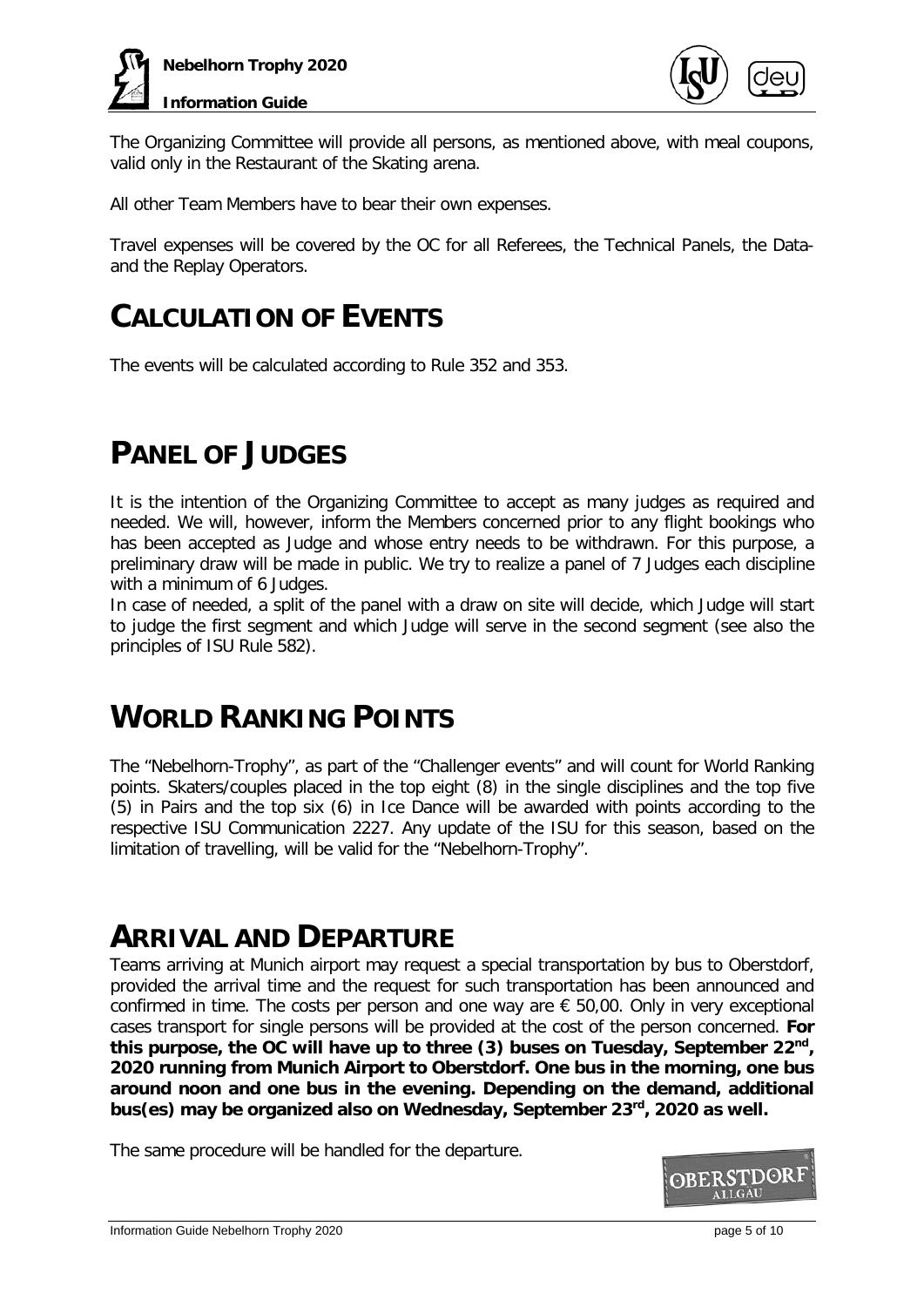The Organizing Committee will provide all persons, as mentioned above, with meal coupons, valid only in the Restaurant of the Skating arena.

All other Team Members have to bear their own expenses.

Travel expenses will be covered by the OC for all Referees, the Technical Panels, the Data- and the Replay Operators.

# CALCULATION OF EVENTS

The events will be calculated according to Rule 352 and 353.

# PANEL OF JUDGES

It is the intention of the Organizing Committee to accept as many judges as required and needed. We will, however, inform the Members concerned prior to any flight bookings who has been accepted as Judge and whose entry needs to be withdrawn. For this purpose, a preliminary draw will be made in public. We try to realize a panel of 7 Judges each discipline with a minimum of 6 Judges.
In case of needed, a split of the panel with a draw on site will decide, which Judge will start to judge the first segment and which Judge will serve in the second segment (see also the principles of ISU Rule 582).

# WORLD RANKING POINTS

The "Nebelhorn-Trophy", as part of the "Challenger events" and will count for World Ranking points. Skaters/couples placed in the top eight (8) in the single disciplines and the top five (5) in Pairs and the top six (6) in Ice Dance will be awarded with points according to the respective ISU Communication 2227. Any update of the ISU for this season, based on the limitation of travelling, will be valid for the "Nebelhorn-Trophy".

# ARRIVAL AND DEPARTURE

Teams arriving at Munich airport may request a special transportation by bus to Oberstdorf, provided the arrival time and the request for such transportation has been announced and confirmed in time. The costs per person and one way are € 50,00. Only in very exceptional cases transport for single persons will be provided at the cost of the person concerned. **For this purpose, the OC will have up to three (3) buses on Tuesday, September 22nd, 2020 running from Munich Airport to Oberstdorf. One bus in the morning, one bus around noon and one bus in the evening. Depending on the demand, additional bus(es) may be organized also on Wednesday, September 23rd, 2020 as well.**

The same procedure will be handled for the departure.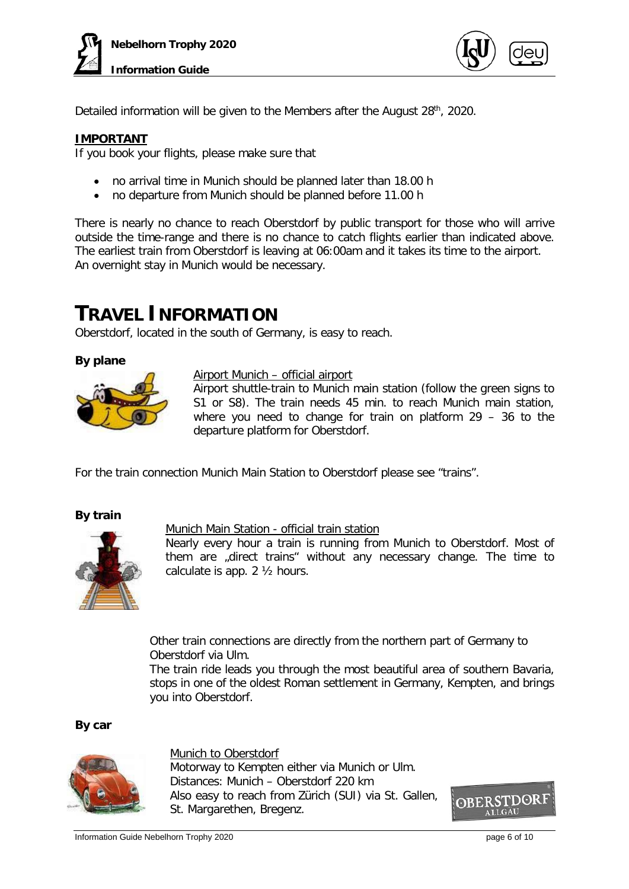Detailed information will be given to the Members after the August 28th, 2020.

**IMPORTANT**

If you book your flights, please make sure that

- no arrival time in Munich should be planned later than 18.00 h
- no departure from Munich should be planned before 11.00 h

There is nearly no chance to reach Oberstdorf by public transport for those who will arrive outside the time-range and there is no chance to catch flights earlier than indicated above. The earliest train from Oberstdorf is leaving at 06:00am and it takes its time to the airport. An overnight stay in Munich would be necessary.

# TRAVEL INFORMATION

Oberstdorf, located in the south of Germany, is easy to reach.

**By plane**

Airport Munich – official airport

Airport shuttle-train to Munich main station (follow the green signs to S1 or S8). The train needs 45 min. to reach Munich main station, where you need to change for train on platform 29 – 36 to the departure platform for Oberstdorf.

For the train connection Munich Main Station to Oberstdorf please see "trains".

**By train**

Munich Main Station - official train station

Nearly every hour a train is running from Munich to Oberstdorf. Most of them are „direct trains" without any necessary change. The time to calculate is app. 2 ½ hours.

Other train connections are directly from the northern part of Germany to Oberstdorf via Ulm.

The train ride leads you through the most beautiful area of southern Bavaria, stops in one of the oldest Roman settlement in Germany, Kempten, and brings you into Oberstdorf.

**By car**

Munich to Oberstdorf

Motorway to Kempten either via Munich or Ulm.

Distances: Munich – Oberstdorf 220 km

Also easy to reach from Zürich (SUI) via St. Gallen, St. Margarethen, Bregenz.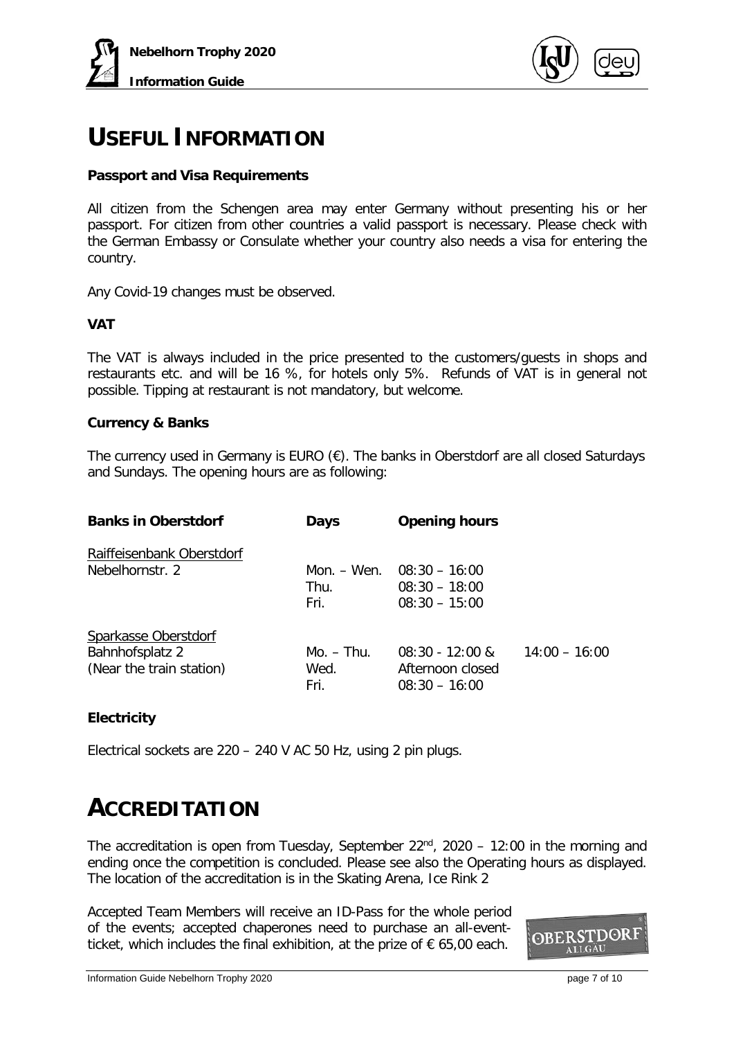# USEFUL INFORMATION

**Passport and Visa Requirements**

All citizen from the Schengen area may enter Germany without presenting his or her passport. For citizen from other countries a valid passport is necessary. Please check with the German Embassy or Consulate whether your country also needs a visa for entering the country.

Any Covid-19 changes must be observed.

**VAT**

The VAT is always included in the price presented to the customers/guests in shops and restaurants etc. and will be 16 %, for hotels only 5%. Refunds of VAT is in general not possible. Tipping at restaurant is not mandatory, but welcome.

**Currency & Banks**

The currency used in Germany is EURO (€). The banks in Oberstdorf are all closed Saturdays and Sundays. The opening hours are as following:

| Banks in Oberstdorf | Days | Opening hours | |
|---|---|---|---|
| Raiffeisenbank Oberstdorf | | | |
| Nebelhornstr. 2 | Mon. – Wen. | 08:30 – 16:00 | |
| | Thu. | 08:30 – 18:00 | |
| | Fri. | 08:30 – 15:00 | |
| Sparkasse Oberstdorf | | | |
| Bahnhofsplatz 2 | Mo. – Thu. | 08:30 - 12:00 & | 14:00 – 16:00 |
| (Near the train station) | Wed. | Afternoon closed | |
| | Fri. | 08:30 – 16:00 | |

**Electricity**

Electrical sockets are 220 – 240 V AC 50 Hz, using 2 pin plugs.

# ACCREDITATION

The accreditation is open from Tuesday, September 22nd, 2020 – 12:00 in the morning and ending once the competition is concluded. Please see also the Operating hours as displayed. The location of the accreditation is in the Skating Arena, Ice Rink 2

Accepted Team Members will receive an ID-Pass for the whole period of the events; accepted chaperones need to purchase an all-event-ticket, which includes the final exhibition, at the prize of € 65,00 each.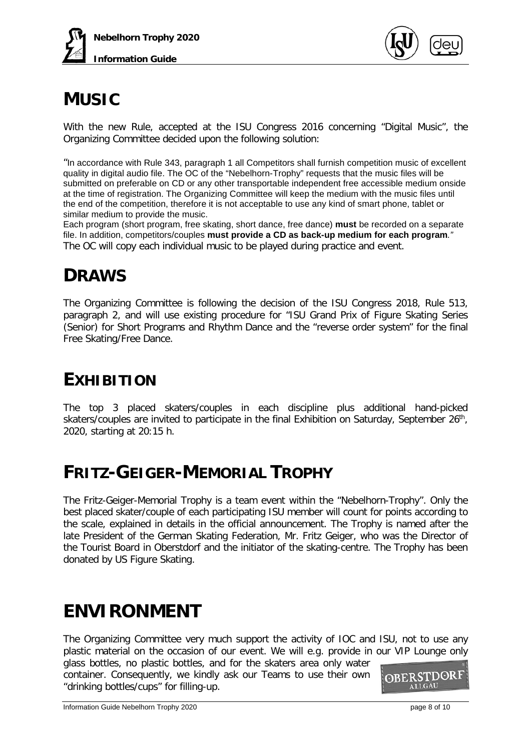# MUSIC

With the new Rule, accepted at the ISU Congress 2016 concerning "Digital Music", the Organizing Committee decided upon the following solution:

"In accordance with Rule 343, paragraph 1 all Competitors shall furnish competition music of excellent quality in digital audio file. The OC of the "Nebelhorn-Trophy" requests that the music files will be submitted on preferable on CD or any other transportable independent free accessible medium onside at the time of registration. The Organizing Committee will keep the medium with the music files until the end of the competition, therefore it is not acceptable to use any kind of smart phone, tablet or similar medium to provide the music.
Each program (short program, free skating, short dance, free dance) **must** be recorded on a separate file. In addition, competitors/couples **must provide a CD as back-up medium for each program**."
The OC will copy each individual music to be played during practice and event.

# DRAWS

The Organizing Committee is following the decision of the ISU Congress 2018, Rule 513, paragraph 2, and will use existing procedure for "ISU Grand Prix of Figure Skating Series (Senior) for Short Programs and Rhythm Dance and the "reverse order system" for the final Free Skating/Free Dance.

# EXHIBITION

The top 3 placed skaters/couples in each discipline plus additional hand-picked skaters/couples are invited to participate in the final Exhibition on Saturday, September 26th, 2020, starting at 20:15 h.

# FRITZ-GEIGER-MEMORIAL TROPHY

The Fritz-Geiger-Memorial Trophy is a team event within the "Nebelhorn-Trophy". Only the best placed skater/couple of each participating ISU member will count for points according to the scale, explained in details in the official announcement. The Trophy is named after the late President of the German Skating Federation, Mr. Fritz Geiger, who was the Director of the Tourist Board in Oberstdorf and the initiator of the skating-centre. The Trophy has been donated by US Figure Skating.

# ENVIRONMENT

The Organizing Committee very much support the activity of IOC and ISU, not to use any plastic material on the occasion of our event. We will e.g. provide in our VIP Lounge only glass bottles, no plastic bottles, and for the skaters area only water container. Consequently, we kindly ask our Teams to use their own "drinking bottles/cups" for filling-up.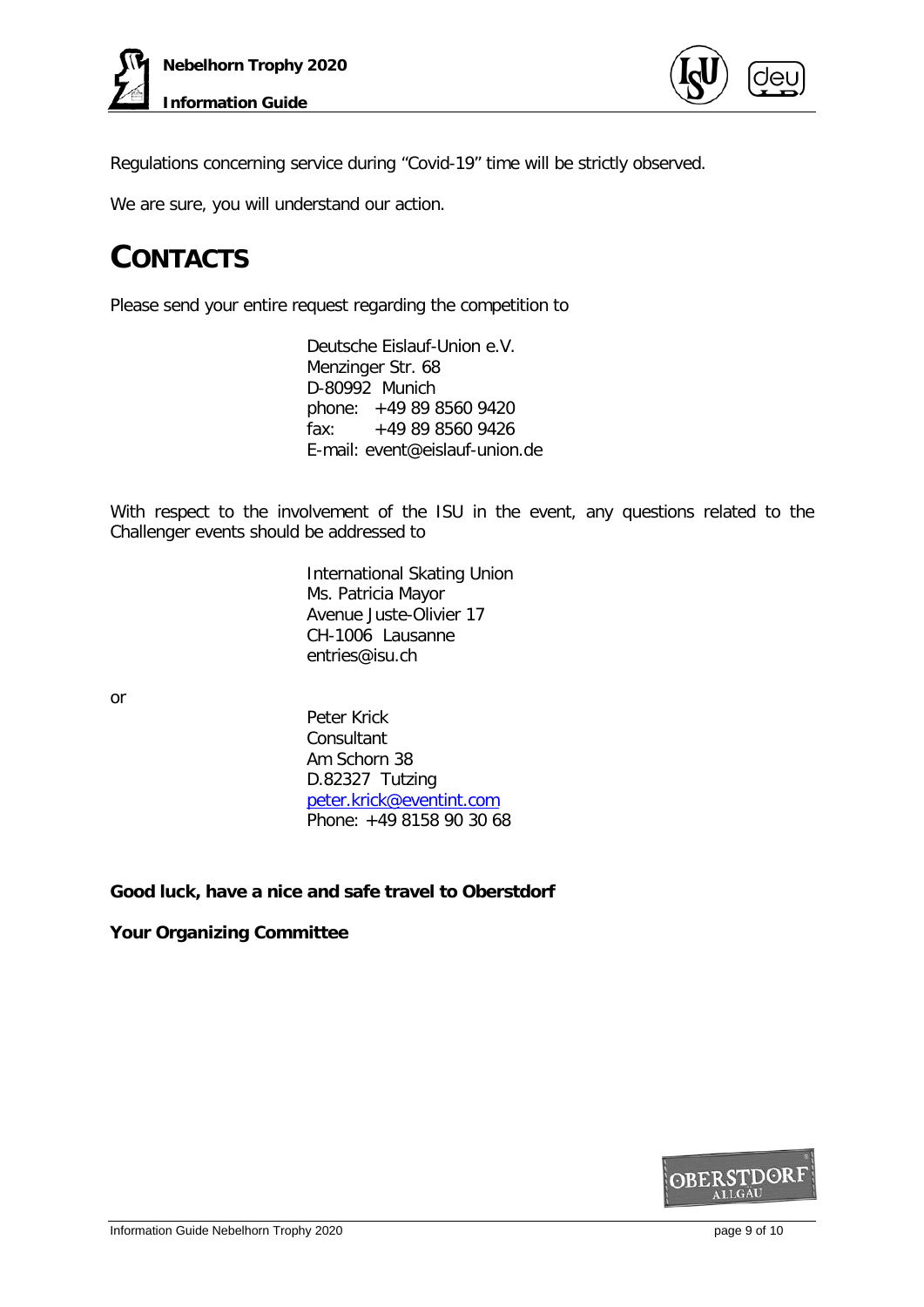Regulations concerning service during "Covid-19" time will be strictly observed.

We are sure, you will understand our action.

# CONTACTS

Please send your entire request regarding the competition to

Deutsche Eislauf-Union e.V.
Menzinger Str. 68
D-80992 Munich
phone: +49 89 8560 9420
fax: +49 89 8560 9426
E-mail: event@eislauf-union.de

With respect to the involvement of the ISU in the event, any questions related to the Challenger events should be addressed to

International Skating Union
Ms. Patricia Mayor
Avenue Juste-Olivier 17
CH-1006 Lausanne
entries@isu.ch

or

Peter Krick
Consultant
Am Schorn 38
D.82327 Tutzing
peter.krick@eventint.com
Phone: +49 8158 90 30 68

**Good luck, have a nice and safe travel to Oberstdorf**

**Your Organizing Committee**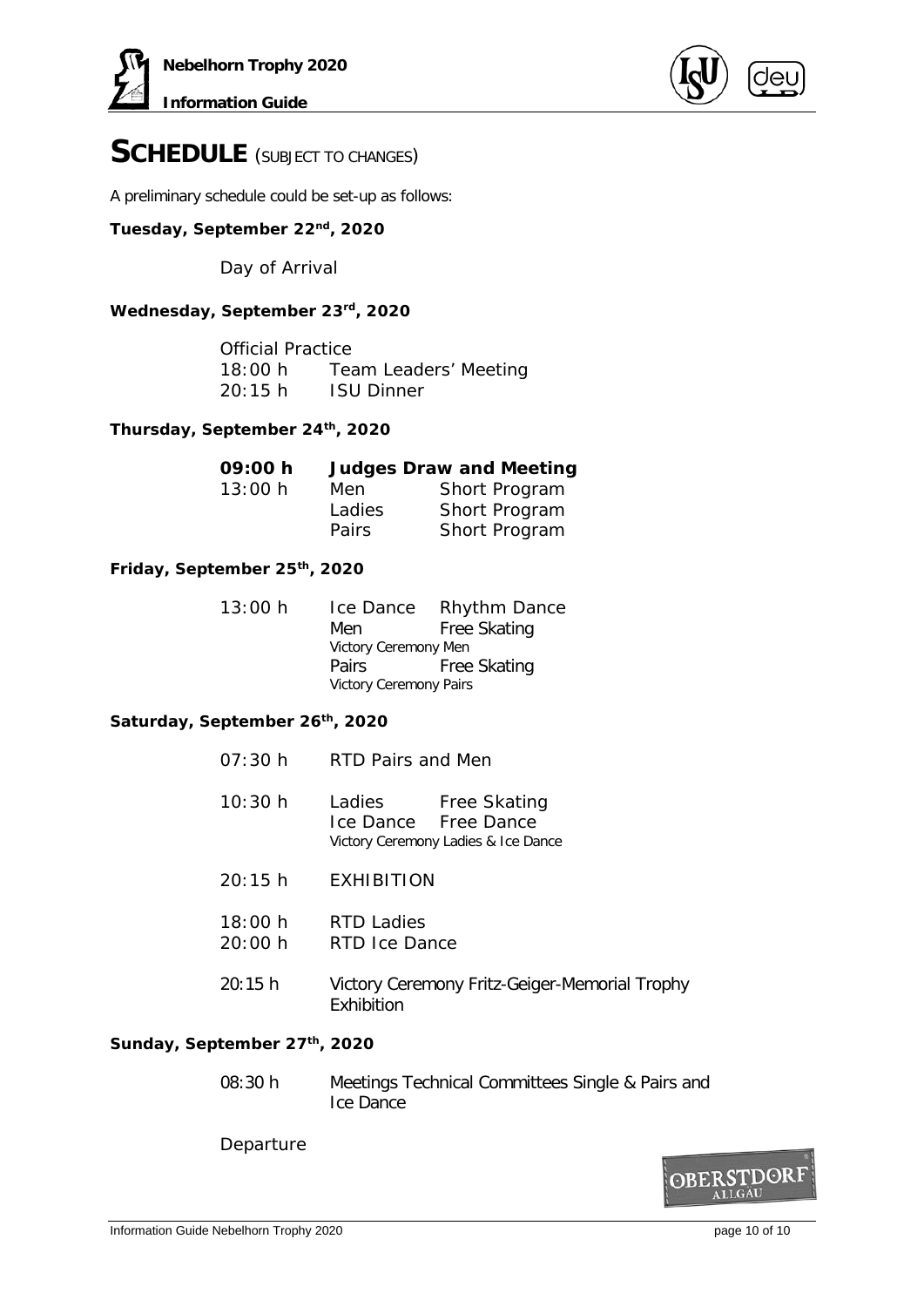# SCHEDULE (SUBJECT TO CHANGES)

A preliminary schedule could be set-up as follows:

**Tuesday, September 22nd, 2020**

Day of Arrival

**Wednesday, September 23rd, 2020**

Official Practice

18:00 h Team Leaders' Meeting

20:15 h ISU Dinner

**Thursday, September 24th, 2020**

**09:00 h Judges Draw and Meeting**

13:00 h Men Short Program

Ladies Short Program

Pairs Short Program

**Friday, September 25th, 2020**

13:00 h Ice Dance Rhythm Dance

Men Free Skating

Victory Ceremony Men

Pairs Free Skating

Victory Ceremony Pairs

**Saturday, September 26th, 2020**

07:30 h RTD Pairs and Men

10:30 h Ladies Free Skating

Ice Dance Free Dance

Victory Ceremony Ladies & Ice Dance

20:15 h EXHIBITION

18:00 h RTD Ladies

20:00 h RTD Ice Dance

20:15 h Victory Ceremony Fritz-Geiger-Memorial Trophy Exhibition

**Sunday, September 27th, 2020**

08:30 h Meetings Technical Committees Single & Pairs and Ice Dance

Departure